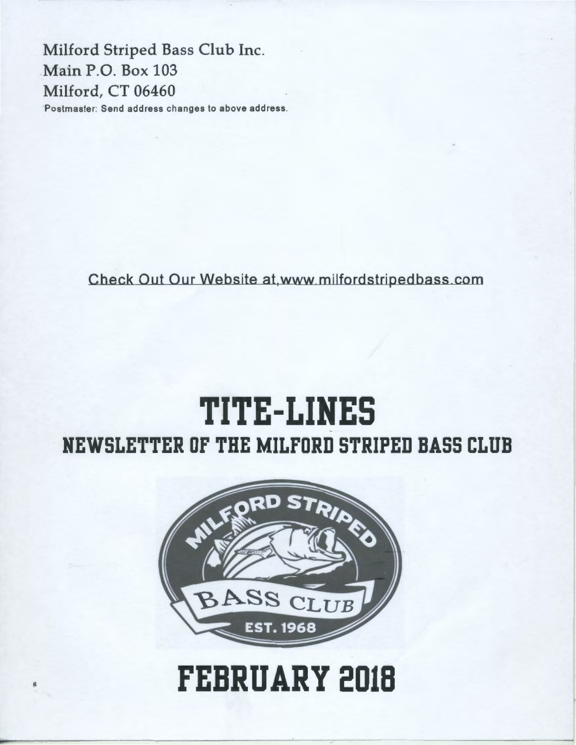Milford Striped Bass Club Inc.
Main P.O. Box 103
Milford, CT 06460

Postmaster: Send address changes to above address.

Check Out Our Website at www.milfordstripedbass.com

# TITE-LINES

## NEWSLETTER OF THE MILFORD STRIPED BASS CLUB

MILFORD STRIPED BASS CLUB
EST. 1968

# FEBRUARY 2018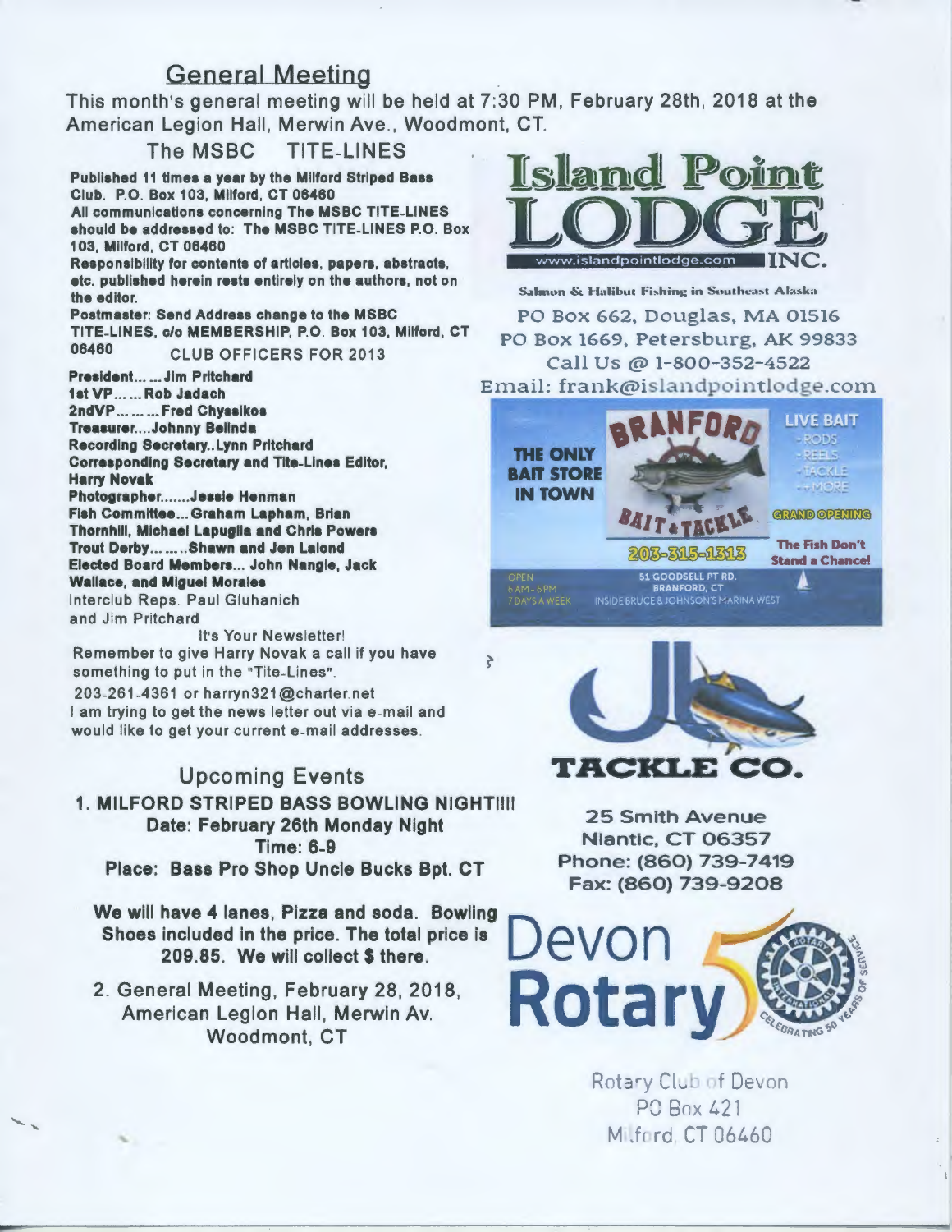## General Meeting

This month's general meeting will be held at 7:30 PM, February 28th, 2018 at the American Legion Hall, Merwin Ave., Woodmont, CT.

### The MSBC TITE-LINES

**Published 11 times a year by the Milford Striped Bass Club. P.O. Box 103, Milford, CT 06460**

**All communications concerning The MSBC TITE-LINES should be addressed to: The MSBC TITE-LINES P.O. Box 103, Milford, CT 06460**

**Responsibility for contents of articles, papers, abstracts, etc. published herein rests entirely on the authors, not on the editor.**

**Postmaster: Send Address change to the MSBC TITE-LINES, c/o MEMBERSHIP, P.O. Box 103, Milford, CT 06460**

CLUB OFFICERS FOR 2013

**President……Jim Pritchard**
**1st VP……Rob Jadach**
**2ndVP………Fred Chyssikos**
**Treasurer....Johnny Belinda**
**Recording Secretary..Lynn Pritchard**
**Corresponding Secretary and Tite-Lines Editor, Harry Novak**
**Photographer.......Jessie Henman**
**Fish Committee...Graham Lapham, Brian Thornhill, Michael Lapuglia and Chris Powers**
**Trout Derby………Shawn and Jen Lalond**
**Elected Board Members... John Nangle, Jack Wallace, and Miguel Morales**
Interclub Reps. Paul Giuhanich and Jim Pritchard

It's Your Newsletter!

Remember to give Harry Novak a call if you have something to put in the "Tite-Lines".

203-261-4361 or harryn321@charter.net

I am trying to get the news letter out via e-mail and would like to get your current e-mail addresses.

## Upcoming Events

**1. MILFORD STRIPED BASS BOWLING NIGHT!!!!**
**Date: February 26th Monday Night**
**Time: 6-9**
**Place: Bass Pro Shop Uncle Bucks Bpt. CT**

**We will have 4 lanes, Pizza and soda. Bowling Shoes included in the price. The total price is 209.85. We will collect $ there.**

2. General Meeting, February 28, 2018, American Legion Hall, Merwin Av. Woodmont, CT

---

**Island Point LODGE INC.**
www.islandpointlodge.com
Salmon & Halibut Fishing in Southeast Alaska
PO Box 662, Douglas, MA 01516
PO Box 1669, Petersburg, AK 99833
Call Us @ 1-800-352-4522
Email: frank@islandpointlodge.com

---

**BRANFORD BAIT & TACKLE**
THE ONLY BAIT STORE IN TOWN
LIVE BAIT • RODS • REELS • TACKLE • + MORE
GRAND OPENING
203-315-1313
The Fish Don't Stand a Chance!
OPEN 6 AM - 6 PM 7 DAYS A WEEK
51 GOODSELL PT RD. BRANFORD, CT
INSIDE BRUCE & JOHNSON'S MARINA WEST

---

**JB TACKLE CO.**
25 Smith Avenue
Niantic, CT 06357
Phone: (860) 739-7419
Fax: (860) 739-9208

---

**Devon Rotary**
Rotary Club of Devon
PO Box 421
Milford, CT 06460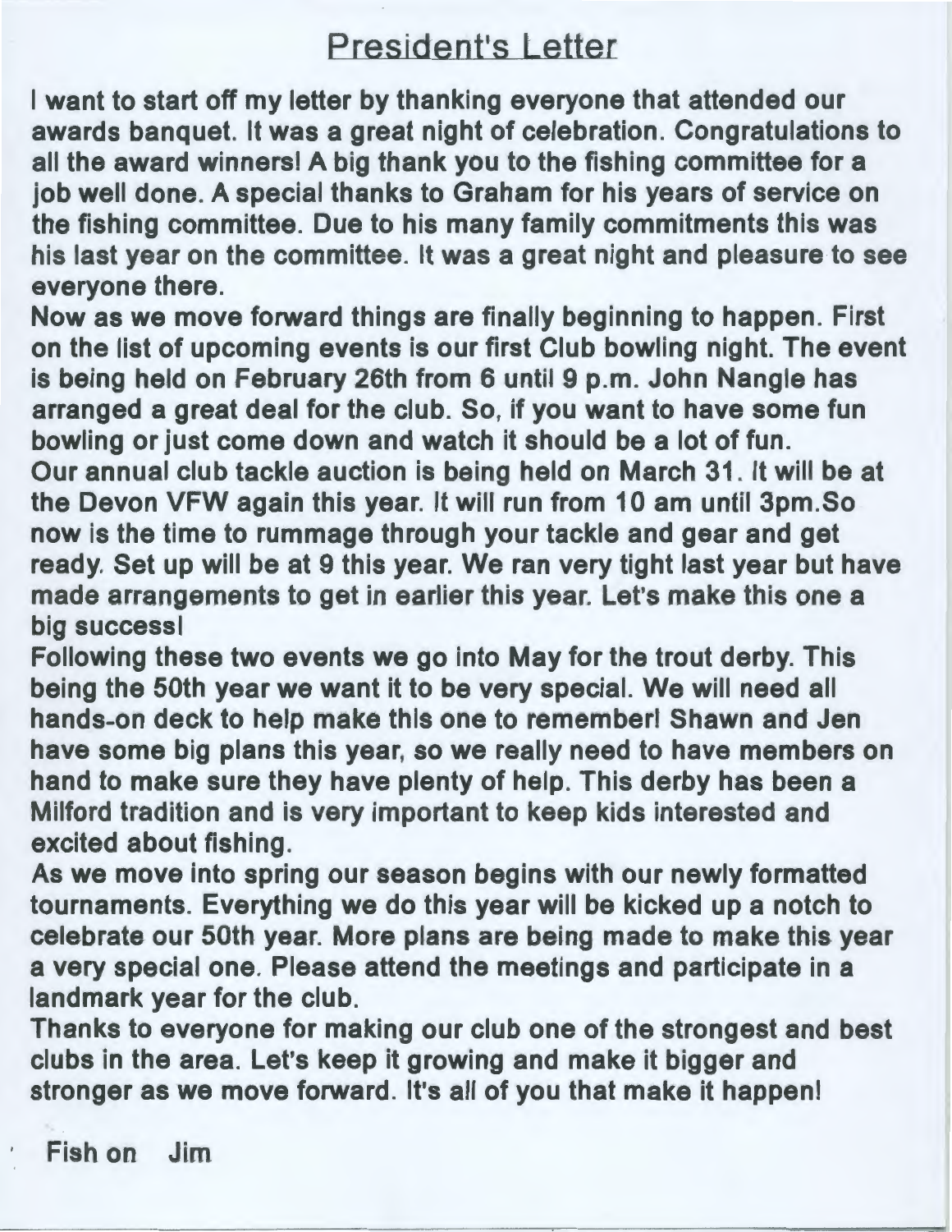# President's Letter

I want to start off my letter by thanking everyone that attended our awards banquet. It was a great night of celebration. Congratulations to all the award winners! A big thank you to the fishing committee for a job well done. A special thanks to Graham for his years of service on the fishing committee. Due to his many family commitments this was his last year on the committee. It was a great night and pleasure to see everyone there.

Now as we move forward things are finally beginning to happen. First on the list of upcoming events is our first Club bowling night. The event is being held on February 26th from 6 until 9 p.m. John Nangle has arranged a great deal for the club. So, if you want to have some fun bowling or just come down and watch it should be a lot of fun.

Our annual club tackle auction is being held on March 31. It will be at the Devon VFW again this year. It will run from 10 am until 3pm.So now is the time to rummage through your tackle and gear and get ready. Set up will be at 9 this year. We ran very tight last year but have made arrangements to get in earlier this year. Let's make this one a big success!

Following these two events we go into May for the trout derby. This being the 50th year we want it to be very special. We will need all hands-on deck to help make this one to remember! Shawn and Jen have some big plans this year, so we really need to have members on hand to make sure they have plenty of help. This derby has been a Milford tradition and is very important to keep kids interested and excited about fishing.

As we move into spring our season begins with our newly formatted tournaments. Everything we do this year will be kicked up a notch to celebrate our 50th year. More plans are being made to make this year a very special one. Please attend the meetings and participate in a landmark year for the club.

Thanks to everyone for making our club one of the strongest and best clubs in the area. Let's keep it growing and make it bigger and stronger as we move forward. It's all of you that make it happen!

Fish on Jim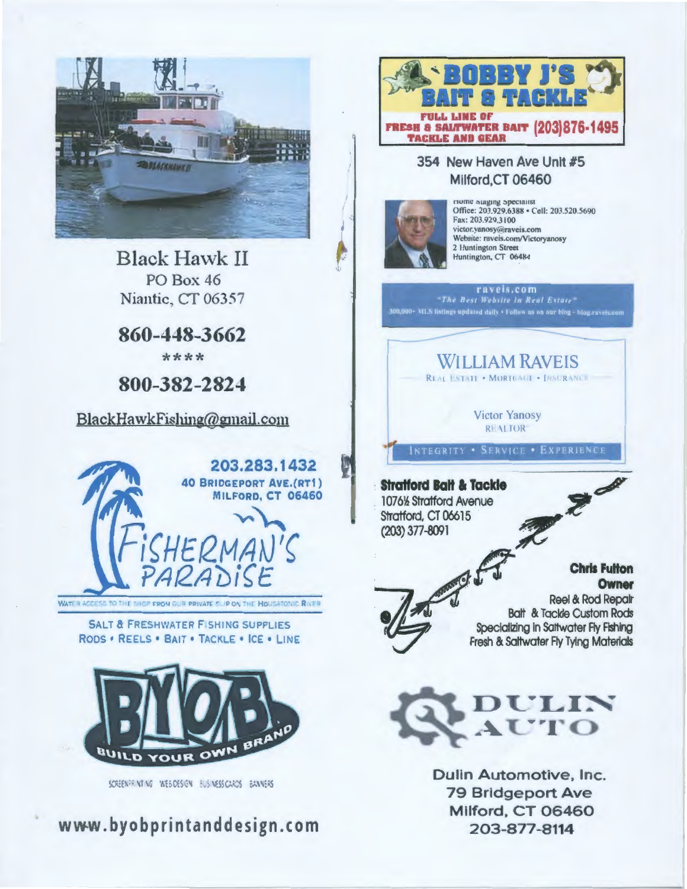## Black Hawk II

PO Box 46
Niantic, CT 06357

**860-448-3662**

****

**800-382-2824**

BlackHawkFishing@gmail.com

**203.283.1432**
**40 BRIDGEPORT AVE.(RT1)**
**MILFORD, CT 06460**

## FISHERMAN'S PARADISE

WATER ACCESS TO THE SHOP FROM OUR PRIVATE SLIP ON THE HOUSATONIC RIVER

SALT & FRESHWATER FISHING SUPPLIES
RODS • REELS • BAIT • TACKLE • ICE • LINE

## BYOB

BUILD YOUR OWN BRAND

SCREENPRINTING WEBDESIGN BUSINESSCARDS BANNERS

**www.byobprintanddesign.com**

## BOBBY J'S BAIT & TACKLE

**FULL LINE OF FRESH & SALTWATER BAIT TACKLE AND GEAR (203)876-1495**

354 New Haven Ave Unit #5
Milford,CT 06460

Home Staging Specialist
Office: 203.929.6388 • Cell: 203.520.5690
Fax: 203.929.3100
victor.yanosy@raveis.com
Website: raveis.com/Victoryanosy
2 Huntington Street
Huntington, CT 06484

raveis.com
*"The Best Website in Real Estate"*
300,000+ MLS listings updated daily • Follow us on our blog - blog.raveis.com

## WILLIAM RAVEIS

REAL ESTATE • MORTGAGE • INSURANCE

Victor Yanosy
REALTOR

INTEGRITY • SERVICE • EXPERIENCE

**Stratford Bait & Tackle**
1076½ Stratford Avenue
Stratford, CT 06615
(203) 377-8091

**Chris Fulton**
**Owner**
Reel & Rod Repair
Bait & Tackle Custom Rods
Specializing in Saltwater Fly Fishing
Fresh & Saltwater Fly Tying Materials

## DULIN AUTO

**Dulin Automotive, Inc.**
**79 Bridgeport Ave**
**Milford, CT 06460**
**203-877-8114**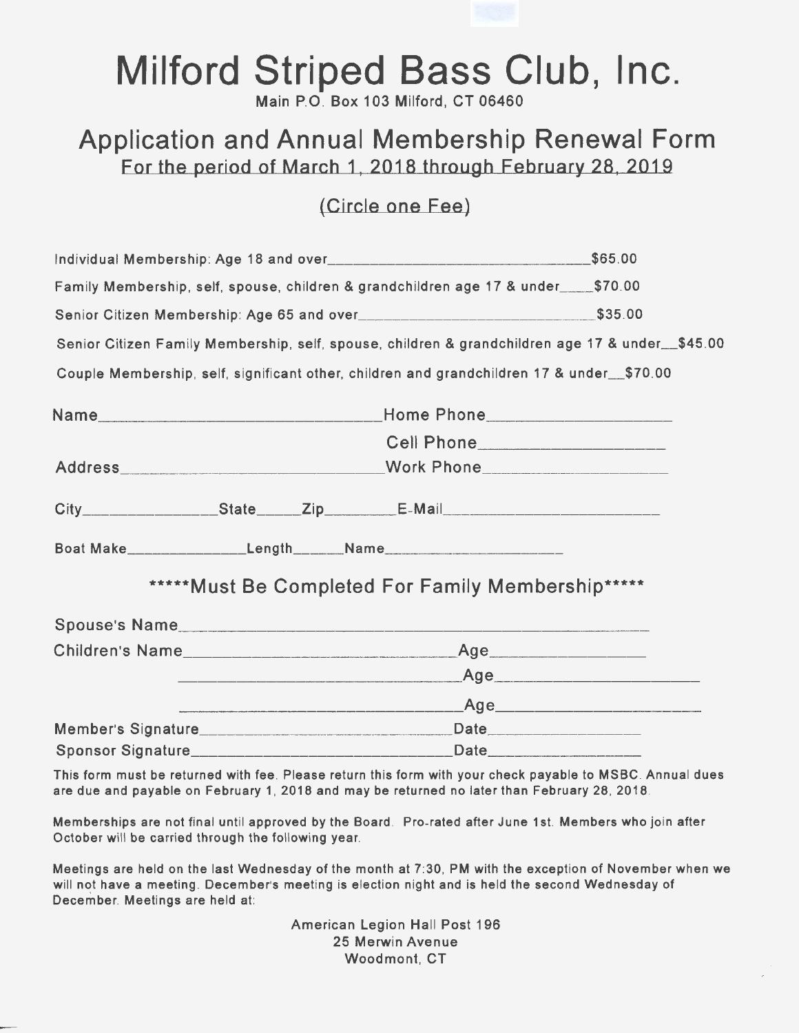# Milford Striped Bass Club, Inc.

Main P.O. Box 103 Milford, CT 06460

## Application and Annual Membership Renewal Form

For the period of March 1, 2018 through February 28, 2019

(Circle one Fee)

Individual Membership: Age 18 and over________________________________$65.00

Family Membership, self, spouse, children & grandchildren age 17 & under____$70.00

Senior Citizen Membership: Age 65 and over____________________________$35.00

Senior Citizen Family Membership, self, spouse, children & grandchildren age 17 & under__$45.00

Couple Membership, self, significant other, children and grandchildren 17 & under__$70.00

Name_______________________________Home Phone___________________

Cell Phone___________________

Address_____________________________Work Phone___________________

City_______________State_____Zip________E-Mail_________________________

Boat Make______________Length______Name______________________

### *****Must Be Completed For Family Membership*****

Spouse's Name_____________________________________________________

Children's Name_____________________________Age________________

_____________________________Age________________

_____________________________Age________________

Member's Signature___________________________Date_________________

Sponsor Signature____________________________Date_________________

This form must be returned with fee. Please return this form with your check payable to MSBC. Annual dues are due and payable on February 1, 2018 and may be returned no later than February 28, 2018.

Memberships are not final until approved by the Board. Pro-rated after June 1st. Members who join after October will be carried through the following year.

Meetings are held on the last Wednesday of the month at 7:30, PM with the exception of November when we will not have a meeting. December's meeting is election night and is held the second Wednesday of December. Meetings are held at:

American Legion Hall Post 196
25 Merwin Avenue
Woodmont, CT